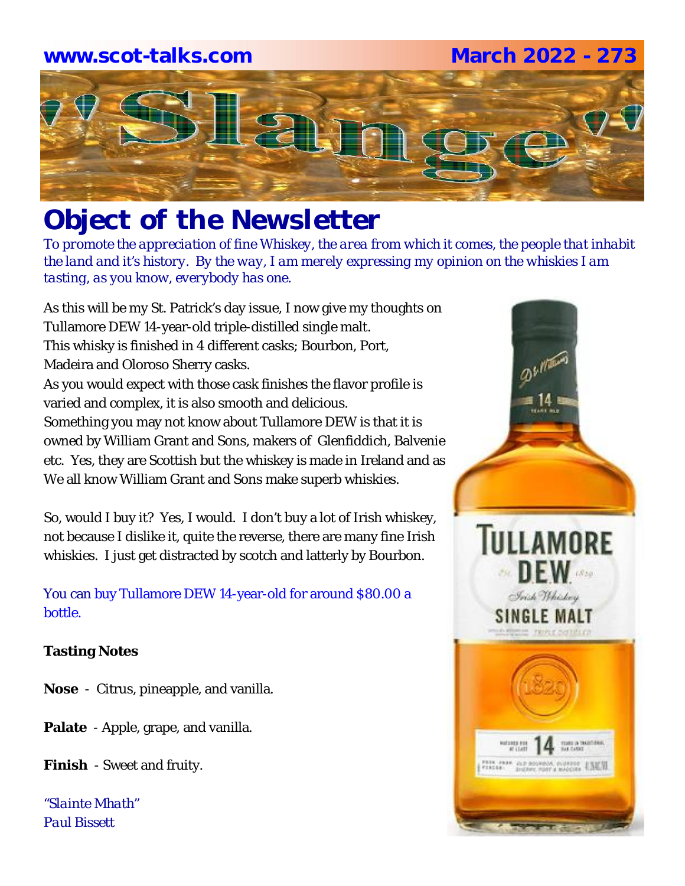www.scot-talks.com March 2022 - 273

# "Slange"

## Object of the Newsletter

*To promote the appreciation of fine Whiskey, the area from which it comes, the people that inhabit the land and it's history. By the way, I am merely expressing my opinion on the whiskies I am tasting, as you know, everybody has one.*

As this will be my St. Patrick's day issue, I now give my thoughts on Tullamore DEW 14-year-old triple-distilled single malt.
This whisky is finished in 4 different casks; Bourbon, Port, Madeira and Oloroso Sherry casks.
As you would expect with those cask finishes the flavor profile is varied and complex, it is also smooth and delicious.
Something you may not know about Tullamore DEW is that it is owned by William Grant and Sons, makers of Glenfiddich, Balvenie etc. Yes, they are Scottish but the whiskey is made in Ireland and as We all know William Grant and Sons make superb whiskies.

So, would I buy it? Yes, I would. I don't buy a lot of Irish whiskey, not because I dislike it, quite the reverse, there are many fine Irish whiskies. I just get distracted by scotch and latterly by Bourbon.

You can buy Tullamore DEW 14-year-old for around $80.00 a bottle.

**Tasting Notes**

**Nose** - Citrus, pineapple, and vanilla.

**Palate** - Apple, grape, and vanilla.

**Finish** - Sweet and fruity.

*"Slainte Mhath"*
*Paul Bissett*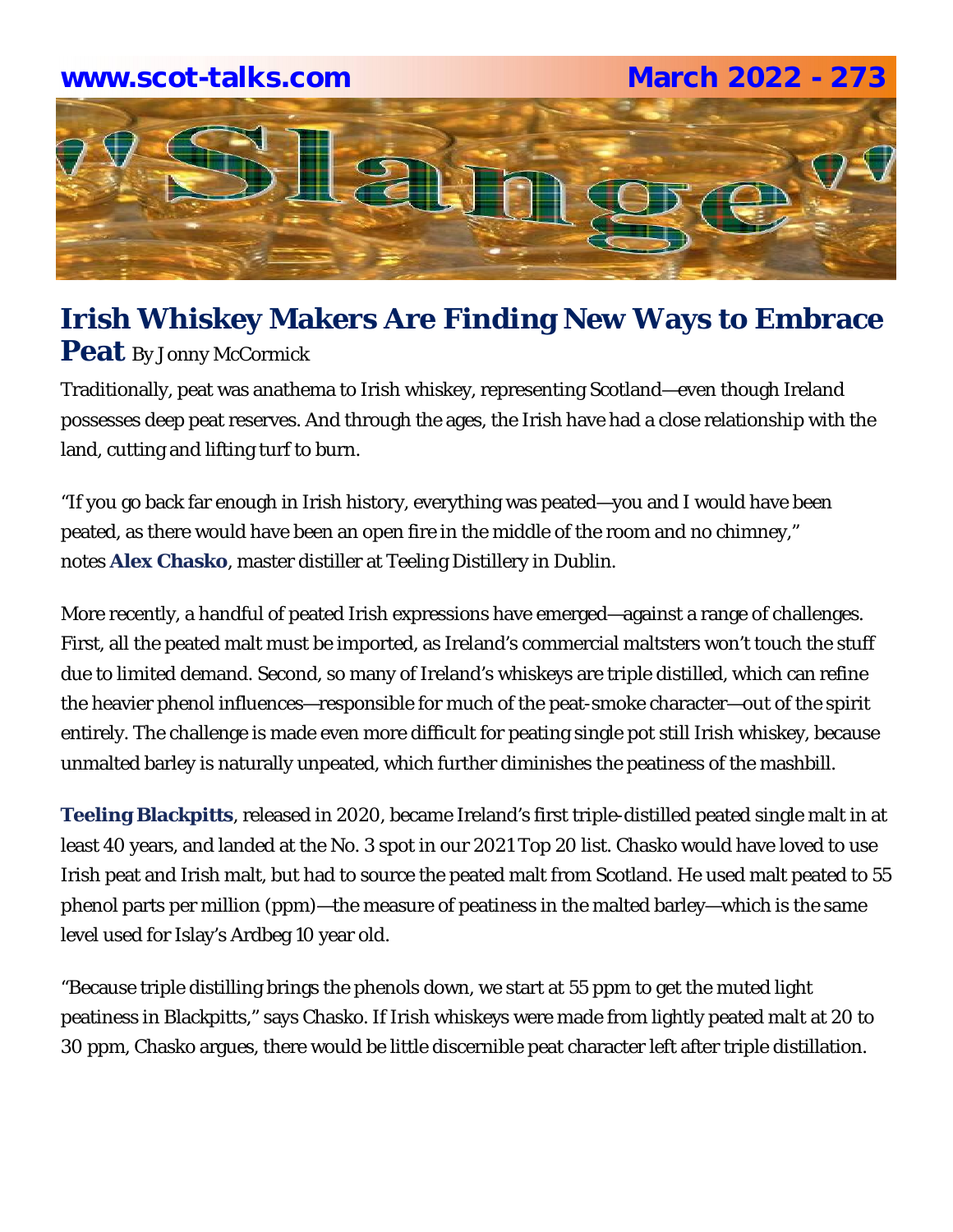# Irish Whiskey Makers Are Finding New Ways to Embrace Peat

By Jonny McCormick

Traditionally, peat was anathema to Irish whiskey, representing Scotland—even though Ireland possesses deep peat reserves. And through the ages, the Irish have had a close relationship with the land, cutting and lifting turf to burn.

"If you go back far enough in Irish history, everything was peated—you and I would have been peated, as there would have been an open fire in the middle of the room and no chimney," notes **Alex Chasko**, master distiller at Teeling Distillery in Dublin.

More recently, a handful of peated Irish expressions have emerged—against a range of challenges. First, all the peated malt must be imported, as Ireland's commercial maltsters won't touch the stuff due to limited demand. Second, so many of Ireland's whiskeys are triple distilled, which can refine the heavier phenol influences—responsible for much of the peat-smoke character—out of the spirit entirely. The challenge is made even more difficult for peating single pot still Irish whiskey, because unmalted barley is naturally unpeated, which further diminishes the peatiness of the mashbill.

**Teeling Blackpitts**, released in 2020, became Ireland's first triple-distilled peated single malt in at least 40 years, and landed at the No. 3 spot in our 2021 Top 20 list. Chasko would have loved to use Irish peat and Irish malt, but had to source the peated malt from Scotland. He used malt peated to 55 phenol parts per million (ppm)—the measure of peatiness in the malted barley—which is the same level used for Islay's Ardbeg 10 year old.

"Because triple distilling brings the phenols down, we start at 55 ppm to get the muted light peatiness in Blackpitts," says Chasko. If Irish whiskeys were made from lightly peated malt at 20 to 30 ppm, Chasko argues, there would be little discernible peat character left after triple distillation.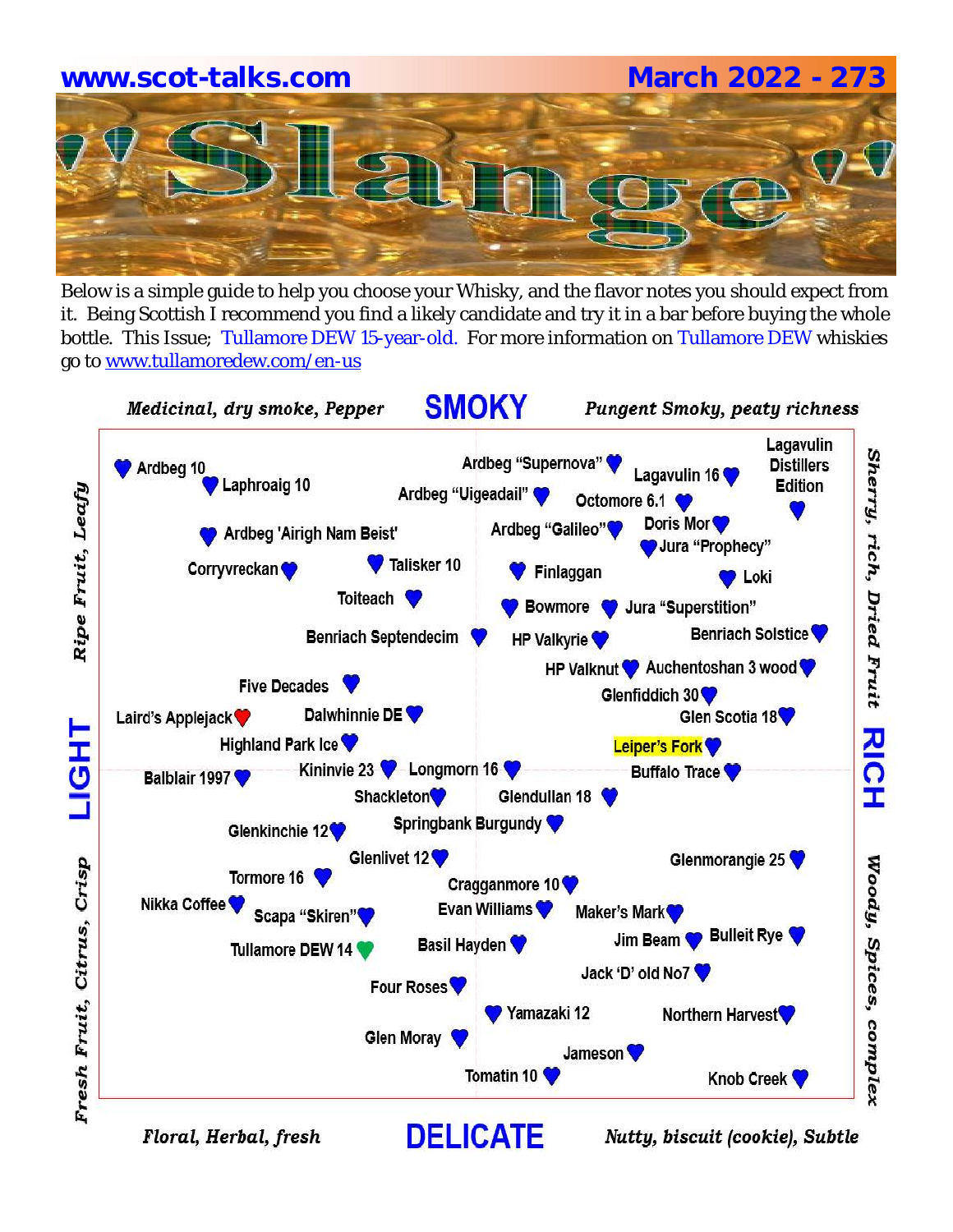www.scot-talks.com | March 2022 - 273

# "Slange"

Below is a simple guide to help you choose your Whisky, and the flavor notes you should expect from it. Being Scottish I recommend you find a likely candidate and try it in a bar before buying the whole bottle. This Issue; Tullamore DEW 15-year-old. For more information on Tullamore DEW whiskies go to www.tullamoredew.com/en-us

## SMOKY

*Medicinal, dry smoke, Pepper* — *Pungent Smoky, peaty richness*

## LIGHT

*Ripe Fruit, Leafy* — *Fresh Fruit, Citrus, Crisp*

## RICH

*Sherry, rich, Dried Fruit* — *Woody, Spices, complex*

## DELICATE

*Floral, Herbal, fresh* — *Nutty, biscuit (cookie), Subtle*

Ardbeg 10, Laphroaig 10, Ardbeg "Uigeadail", Ardbeg "Supernova", Lagavulin 16, Lagavulin Distillers Edition, Octomore 6.1, Ardbeg 'Airigh Nam Beist', Ardbeg "Galileo", Doris Mor, Jura "Prophecy", Corryvreckan, Talisker 10, Finlaggan, Loki, Toiteach, Bowmore, Jura "Superstition", Benriach Septendecim, HP Valkyrie, Benriach Solstice, HP Valknut, Auchentoshan 3 wood, Five Decades, Glenfiddich 30, Laird's Applejack, Dalwhinnie DE, Glen Scotia 18, Highland Park Ice, Leiper's Fork, Balblair 1997, Kininvie 23, Longmorn 16, Buffalo Trace, Shackleton, Glendullan 18, Springbank Burgundy, Glenkinchie 12, Glenlivet 12, Glenmorangie 25, Tormore 16, Cragganmore 10, Nikka Coffee, Scapa "Skiren", Evan Williams, Maker's Mark, Tullamore DEW 14, Basil Hayden, Jim Beam, Bulleit Rye, Jack 'D' old No7, Four Roses, Yamazaki 12, Northern Harvest, Glen Moray, Jameson, Tomatin 10, Knob Creek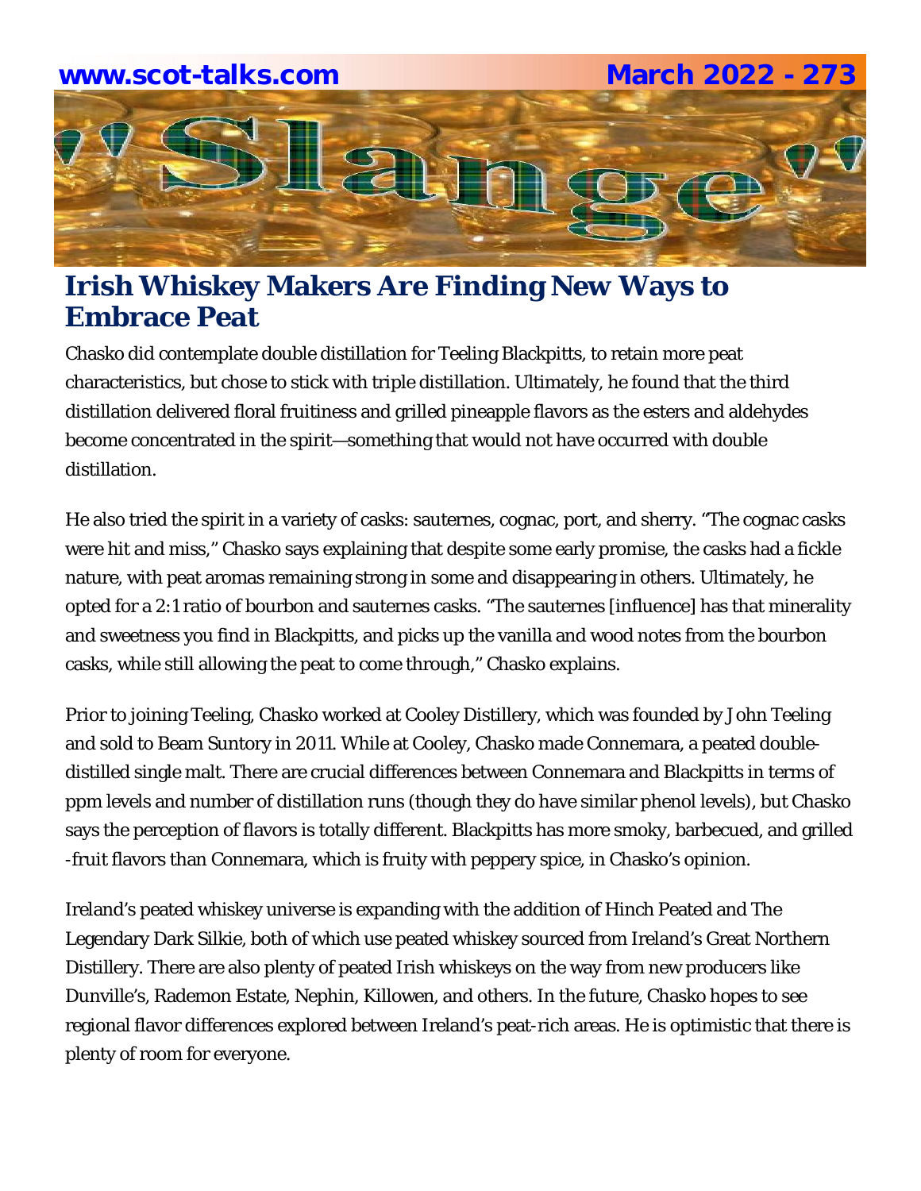# Irish Whiskey Makers Are Finding New Ways to Embrace Peat

Chasko did contemplate double distillation for Teeling Blackpitts, to retain more peat characteristics, but chose to stick with triple distillation. Ultimately, he found that the third distillation delivered floral fruitiness and grilled pineapple flavors as the esters and aldehydes become concentrated in the spirit—something that would not have occurred with double distillation.

He also tried the spirit in a variety of casks: sauternes, cognac, port, and sherry. "The cognac casks were hit and miss," Chasko says explaining that despite some early promise, the casks had a fickle nature, with peat aromas remaining strong in some and disappearing in others. Ultimately, he opted for a 2:1 ratio of bourbon and sauternes casks. "The sauternes [influence] has that minerality and sweetness you find in Blackpitts, and picks up the vanilla and wood notes from the bourbon casks, while still allowing the peat to come through," Chasko explains.

Prior to joining Teeling, Chasko worked at Cooley Distillery, which was founded by John Teeling and sold to Beam Suntory in 2011. While at Cooley, Chasko made Connemara, a peated double-distilled single malt. There are crucial differences between Connemara and Blackpitts in terms of ppm levels and number of distillation runs (though they do have similar phenol levels), but Chasko says the perception of flavors is totally different. Blackpitts has more smoky, barbecued, and grilled-fruit flavors than Connemara, which is fruity with peppery spice, in Chasko's opinion.

Ireland's peated whiskey universe is expanding with the addition of Hinch Peated and The Legendary Dark Silkie, both of which use peated whiskey sourced from Ireland's Great Northern Distillery. There are also plenty of peated Irish whiskeys on the way from new producers like Dunville's, Rademon Estate, Nephin, Killowen, and others. In the future, Chasko hopes to see regional flavor differences explored between Ireland's peat-rich areas. He is optimistic that there is plenty of room for everyone.